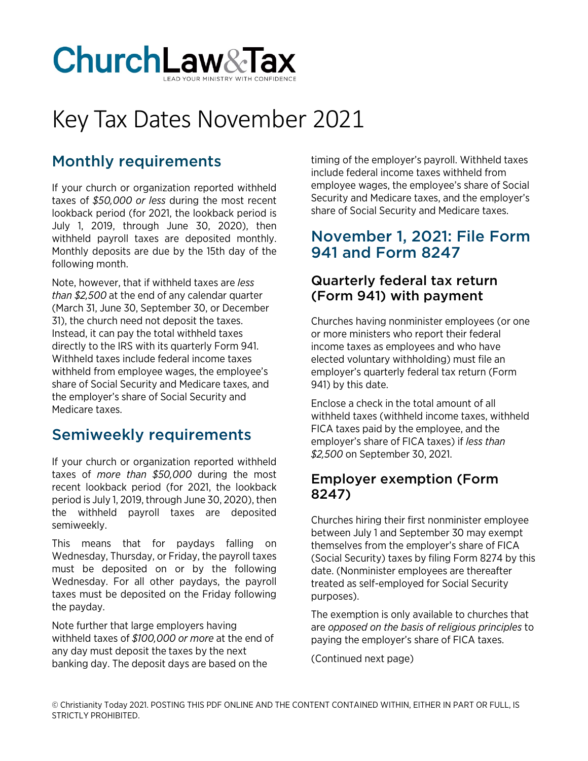# Key Tax Dates November 2021

## Monthly requirements

If your church or organization reported withheld taxes of *$50,000 or less* during the most recent lookback period (for 2021, the lookback period is July 1, 2019, through June 30, 2020), then withheld payroll taxes are deposited monthly. Monthly deposits are due by the 15th day of the following month.

Note, however, that if withheld taxes are *less than $2,500* at the end of any calendar quarter (March 31, June 30, September 30, or December 31), the church need not deposit the taxes. Instead, it can pay the total withheld taxes directly to the IRS with its quarterly Form 941. Withheld taxes include federal income taxes withheld from employee wages, the employee's share of Social Security and Medicare taxes, and the employer's share of Social Security and Medicare taxes.

## Semiweekly requirements

If your church or organization reported withheld taxes of *more than $50,000* during the most recent lookback period (for 2021, the lookback period is July 1, 2019, through June 30, 2020), then the withheld payroll taxes are deposited semiweekly.

This means that for paydays falling on Wednesday, Thursday, or Friday, the payroll taxes must be deposited on or by the following Wednesday. For all other paydays, the payroll taxes must be deposited on the Friday following the payday.

Note further that large employers having withheld taxes of *$100,000 or more* at the end of any day must deposit the taxes by the next banking day. The deposit days are based on the timing of the employer's payroll. Withheld taxes include federal income taxes withheld from employee wages, the employee's share of Social Security and Medicare taxes, and the employer's share of Social Security and Medicare taxes.

## November 1, 2021: File Form 941 and Form 8247

### Quarterly federal tax return (Form 941) with payment

Churches having nonminister employees (or one or more ministers who report their federal income taxes as employees and who have elected voluntary withholding) must file an employer's quarterly federal tax return (Form 941) by this date.

Enclose a check in the total amount of all withheld taxes (withheld income taxes, withheld FICA taxes paid by the employee, and the employer's share of FICA taxes) if *less than $2,500* on September 30, 2021.

### Employer exemption (Form 8247)

Churches hiring their first nonminister employee between July 1 and September 30 may exempt themselves from the employer's share of FICA (Social Security) taxes by filing Form 8274 by this date. (Nonminister employees are thereafter treated as self-employed for Social Security purposes).

The exemption is only available to churches that are *opposed on the basis of religious principles* to paying the employer's share of FICA taxes.

(Continued next page)

© Christianity Today 2021. POSTING THIS PDF ONLINE AND THE CONTENT CONTAINED WITHIN, EITHER IN PART OR FULL, IS STRICTLY PROHIBITED.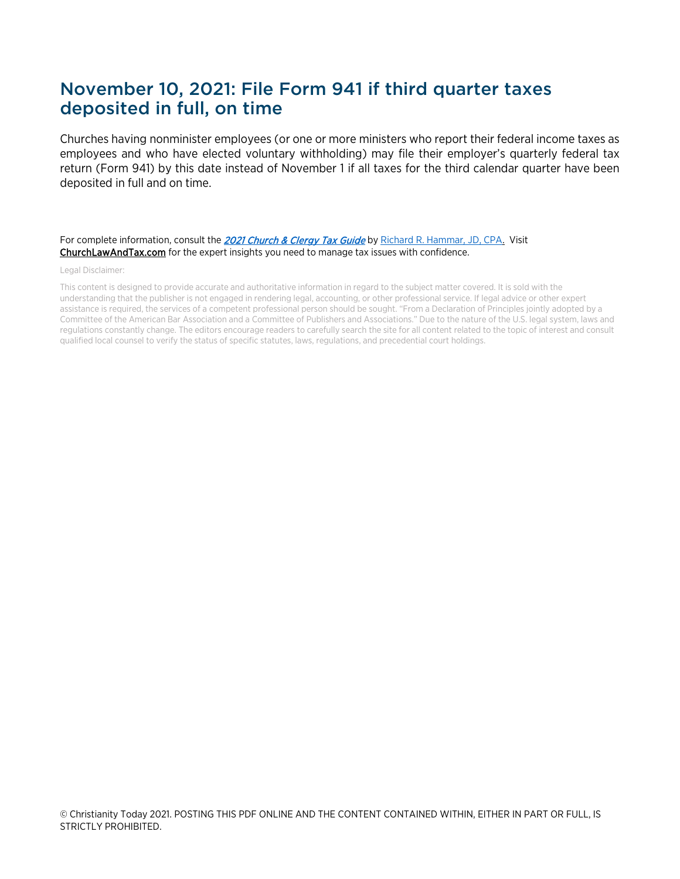## November 10, 2021: File Form 941 if third quarter taxes deposited in full, on time

Churches having nonminister employees (or one or more ministers who report their federal income taxes as employees and who have elected voluntary withholding) may file their employer's quarterly federal tax return (Form 941) by this date instead of November 1 if all taxes for the third calendar quarter have been deposited in full and on time.

For complete information, consult the ***2021 Church & Clergy Tax Guide*** by Richard R. Hammar, JD, CPA. Visit ChurchLawAndTax.com for the expert insights you need to manage tax issues with confidence.

Legal Disclaimer:

This content is designed to provide accurate and authoritative information in regard to the subject matter covered. It is sold with the understanding that the publisher is not engaged in rendering legal, accounting, or other professional service. If legal advice or other expert assistance is required, the services of a competent professional person should be sought. "From a Declaration of Principles jointly adopted by a Committee of the American Bar Association and a Committee of Publishers and Associations." Due to the nature of the U.S. legal system, laws and regulations constantly change. The editors encourage readers to carefully search the site for all content related to the topic of interest and consult qualified local counsel to verify the status of specific statutes, laws, regulations, and precedential court holdings.

© Christianity Today 2021. POSTING THIS PDF ONLINE AND THE CONTENT CONTAINED WITHIN, EITHER IN PART OR FULL, IS STRICTLY PROHIBITED.